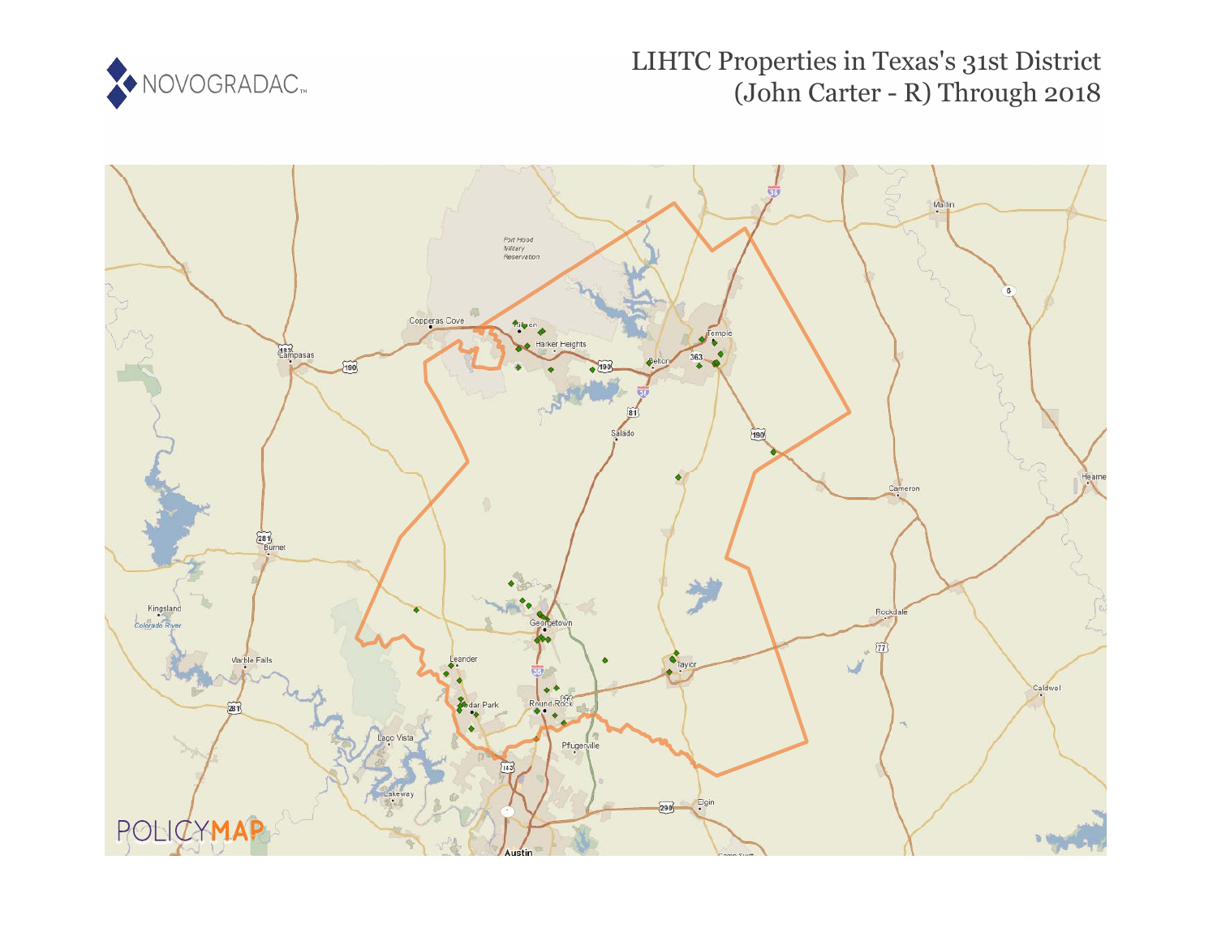# LIHTC Properties in Texas's 31st District (John Carter - R) Through 2018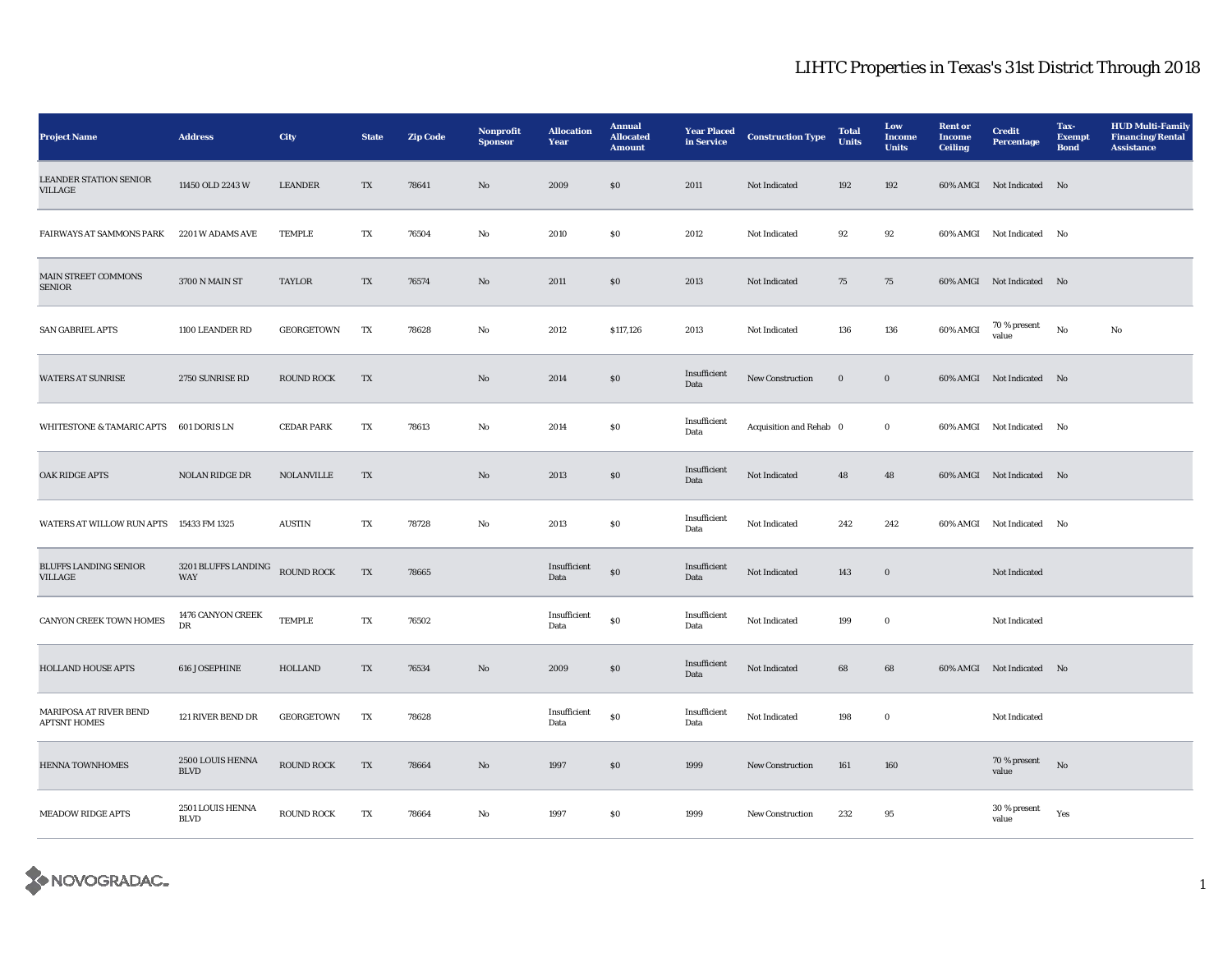# LIHTC Properties in Texas's 31st District Through 2018

| Project Name | Address | City | State | Zip Code | Nonprofit Sponsor | Allocation Year | Annual Allocated Amount | Year Placed in Service | Construction Type | Total Units | Low Income Units | Rent or Income Ceiling | Credit Percentage | Tax-Exempt Bond | HUD Multi-Family Financing/Rental Assistance |
|---|---|---|---|---|---|---|---|---|---|---|---|---|---|---|---|
| LEANDER STATION SENIOR VILLAGE | 11450 OLD 2243 W | LEANDER | TX | 78641 | No | 2009 | $0 | 2011 | Not Indicated | 192 | 192 | 60% AMGI | Not Indicated | No | |
| FAIRWAYS AT SAMMONS PARK | 2201 W ADAMS AVE | TEMPLE | TX | 76504 | No | 2010 | $0 | 2012 | Not Indicated | 92 | 92 | 60% AMGI | Not Indicated | No | |
| MAIN STREET COMMONS SENIOR | 3700 N MAIN ST | TAYLOR | TX | 76574 | No | 2011 | $0 | 2013 | Not Indicated | 75 | 75 | 60% AMGI | Not Indicated | No | |
| SAN GABRIEL APTS | 1100 LEANDER RD | GEORGETOWN | TX | 78628 | No | 2012 | $117,126 | 2013 | Not Indicated | 136 | 136 | 60% AMGI | 70 % present value | No | No |
| WATERS AT SUNRISE | 2750 SUNRISE RD | ROUND ROCK | TX | | No | 2014 | $0 | Insufficient Data | New Construction | 0 | 0 | 60% AMGI | Not Indicated | No | |
| WHITESTONE & TAMARIC APTS | 601 DORIS LN | CEDAR PARK | TX | 78613 | No | 2014 | $0 | Insufficient Data | Acquisition and Rehab | 0 | 0 | 60% AMGI | Not Indicated | No | |
| OAK RIDGE APTS | NOLAN RIDGE DR | NOLANVILLE | TX | | No | 2013 | $0 | Insufficient Data | Not Indicated | 48 | 48 | 60% AMGI | Not Indicated | No | |
| WATERS AT WILLOW RUN APTS | 15433 FM 1325 | AUSTIN | TX | 78728 | No | 2013 | $0 | Insufficient Data | Not Indicated | 242 | 242 | 60% AMGI | Not Indicated | No | |
| BLUFFS LANDING SENIOR VILLAGE | 3201 BLUFFS LANDING WAY | ROUND ROCK | TX | 78665 | | Insufficient Data | $0 | Insufficient Data | Not Indicated | 143 | 0 | | Not Indicated | | |
| CANYON CREEK TOWN HOMES | 1476 CANYON CREEK DR | TEMPLE | TX | 76502 | | Insufficient Data | $0 | Insufficient Data | Not Indicated | 199 | 0 | | Not Indicated | | |
| HOLLAND HOUSE APTS | 616 JOSEPHINE | HOLLAND | TX | 76534 | No | 2009 | $0 | Insufficient Data | Not Indicated | 68 | 68 | 60% AMGI | Not Indicated | No | |
| MARIPOSA AT RIVER BEND APTSNT HOMES | 121 RIVER BEND DR | GEORGETOWN | TX | 78628 | | Insufficient Data | $0 | Insufficient Data | Not Indicated | 198 | 0 | | Not Indicated | | |
| HENNA TOWNHOMES | 2500 LOUIS HENNA BLVD | ROUND ROCK | TX | 78664 | No | 1997 | $0 | 1999 | New Construction | 161 | 160 | | 70 % present value | No | |
| MEADOW RIDGE APTS | 2501 LOUIS HENNA BLVD | ROUND ROCK | TX | 78664 | No | 1997 | $0 | 1999 | New Construction | 232 | 95 | | 30 % present value | Yes | |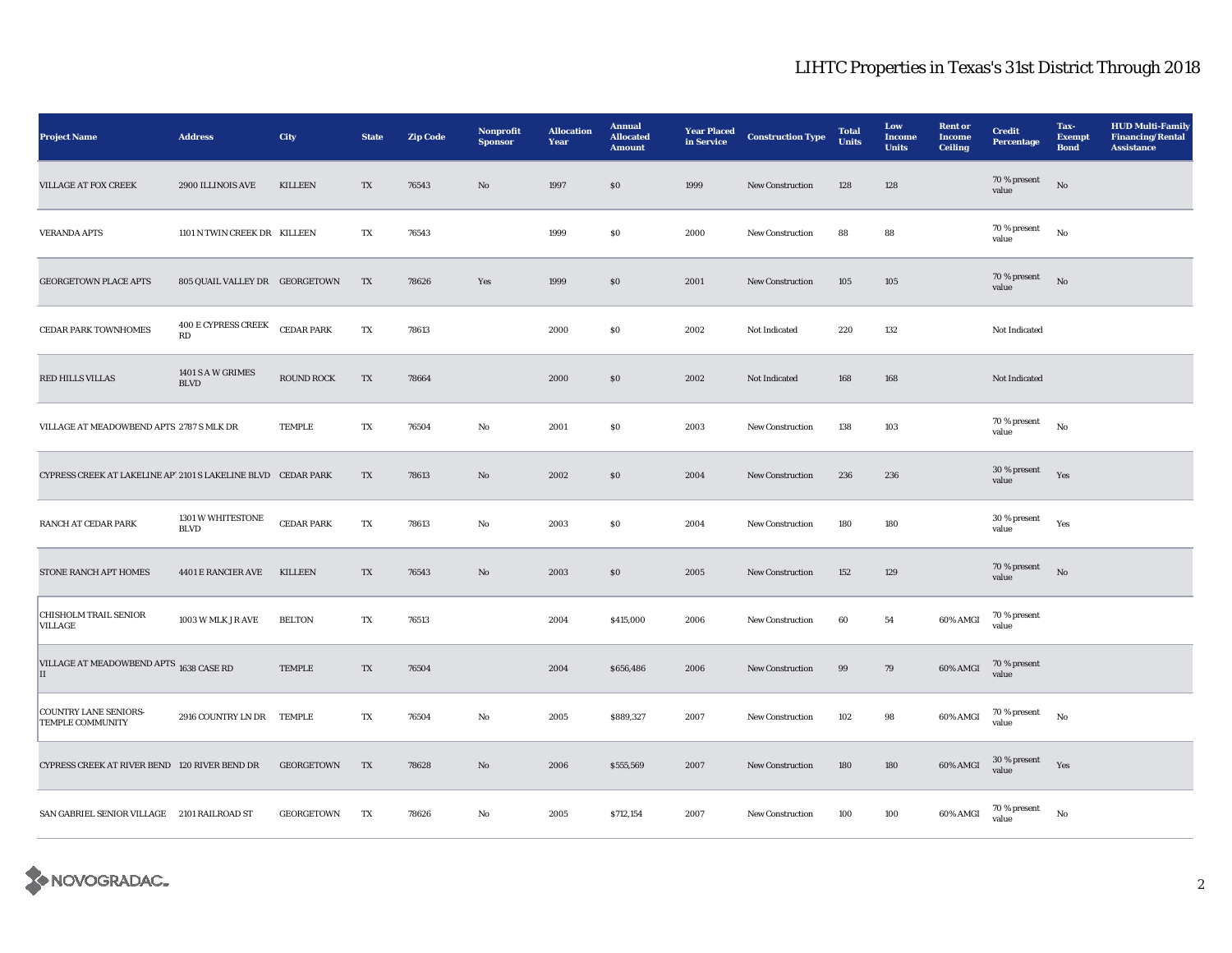# LIHTC Properties in Texas's 31st District Through 2018

| Project Name | Address | City | State | Zip Code | Nonprofit Sponsor | Allocation Year | Annual Allocated Amount | Year Placed in Service | Construction Type | Total Units | Low Income Units | Rent or Income Ceiling | Credit Percentage | Tax-Exempt Bond | HUD Multi-Family Financing/Rental Assistance |
|---|---|---|---|---|---|---|---|---|---|---|---|---|---|---|---|
| VILLAGE AT FOX CREEK | 2900 ILLINOIS AVE | KILLEEN | TX | 76543 | No | 1997 | $0 | 1999 | New Construction | 128 | 128 | | 70 % present value | No | |
| VERANDA APTS | 1101 N TWIN CREEK DR | KILLEEN | TX | 76543 | | 1999 | $0 | 2000 | New Construction | 88 | 88 | | 70 % present value | No | |
| GEORGETOWN PLACE APTS | 805 QUAIL VALLEY DR | GEORGETOWN | TX | 78626 | Yes | 1999 | $0 | 2001 | New Construction | 105 | 105 | | 70 % present value | No | |
| CEDAR PARK TOWNHOMES | 400 E CYPRESS CREEK RD | CEDAR PARK | TX | 78613 | | 2000 | $0 | 2002 | Not Indicated | 220 | 132 | | Not Indicated | | |
| RED HILLS VILLAS | 1401 S A W GRIMES BLVD | ROUND ROCK | TX | 78664 | | 2000 | $0 | 2002 | Not Indicated | 168 | 168 | | Not Indicated | | |
| VILLAGE AT MEADOWBEND APTS | 2787 S MLK DR | TEMPLE | TX | 76504 | No | 2001 | $0 | 2003 | New Construction | 138 | 103 | | 70 % present value | No | |
| CYPRESS CREEK AT LAKELINE APT | 2101 S LAKELINE BLVD | CEDAR PARK | TX | 78613 | No | 2002 | $0 | 2004 | New Construction | 236 | 236 | | 30 % present value | Yes | |
| RANCH AT CEDAR PARK | 1301 W WHITESTONE BLVD | CEDAR PARK | TX | 78613 | No | 2003 | $0 | 2004 | New Construction | 180 | 180 | | 30 % present value | Yes | |
| STONE RANCH APT HOMES | 4401 E RANCIER AVE | KILLEEN | TX | 76543 | No | 2003 | $0 | 2005 | New Construction | 152 | 129 | | 70 % present value | No | |
| CHISHOLM TRAIL SENIOR VILLAGE | 1003 W MLK JR AVE | BELTON | TX | 76513 | | 2004 | $415,000 | 2006 | New Construction | 60 | 54 | 60% AMGI | 70 % present value | | |
| VILLAGE AT MEADOWBEND APTS II | 1638 CASE RD | TEMPLE | TX | 76504 | | 2004 | $656,486 | 2006 | New Construction | 99 | 79 | 60% AMGI | 70 % present value | | |
| COUNTRY LANE SENIORS-TEMPLE COMMUNITY | 2916 COUNTRY LN DR | TEMPLE | TX | 76504 | No | 2005 | $889,327 | 2007 | New Construction | 102 | 98 | 60% AMGI | 70 % present value | No | |
| CYPRESS CREEK AT RIVER BEND | 120 RIVER BEND DR | GEORGETOWN | TX | 78628 | No | 2006 | $555,569 | 2007 | New Construction | 180 | 180 | 60% AMGI | 30 % present value | Yes | |
| SAN GABRIEL SENIOR VILLAGE | 2101 RAILROAD ST | GEORGETOWN | TX | 78626 | No | 2005 | $712,154 | 2007 | New Construction | 100 | 100 | 60% AMGI | 70 % present value | No | |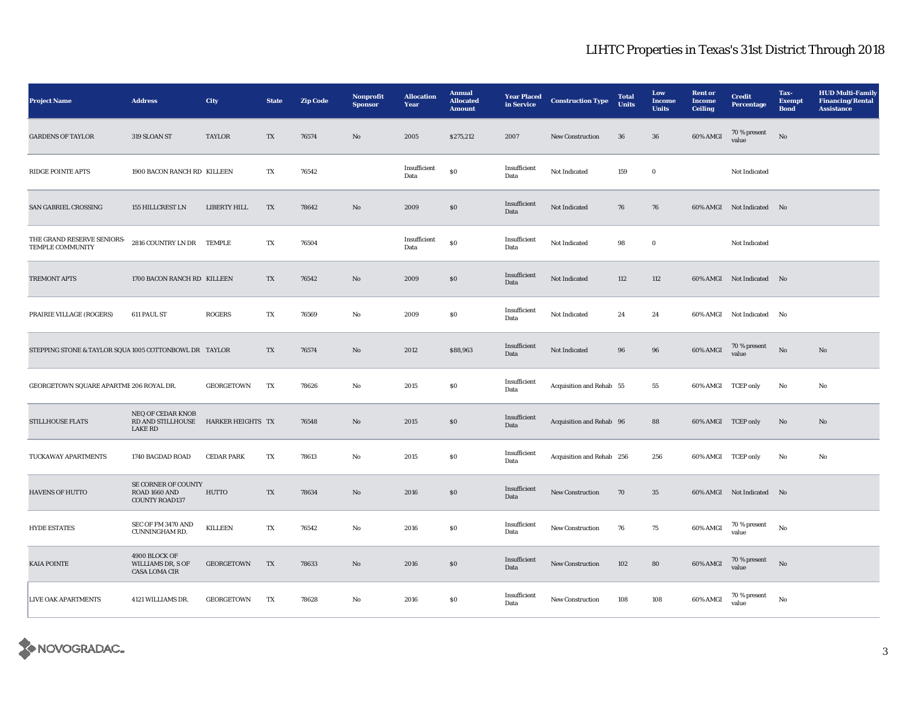# LIHTC Properties in Texas's 31st District Through 2018

| Project Name | Address | City | State | Zip Code | Nonprofit Sponsor | Allocation Year | Annual Allocated Amount | Year Placed in Service | Construction Type | Total Units | Low Income Units | Rent or Income Ceiling | Credit Percentage | Tax-Exempt Bond | HUD Multi-Family Financing/Rental Assistance |
|---|---|---|---|---|---|---|---|---|---|---|---|---|---|---|---|
| GARDENS OF TAYLOR | 319 SLOAN ST | TAYLOR | TX | 76574 | No | 2005 | $275,212 | 2007 | New Construction | 36 | 36 | 60% AMGI | 70 % present value | No | |
| RIDGE POINTE APTS | 1900 BACON RANCH RD | KILLEEN | TX | 76542 | | Insufficient Data | $0 | Insufficient Data | Not Indicated | 159 | 0 | | Not Indicated | | |
| SAN GABRIEL CROSSING | 155 HILLCREST LN | LIBERTY HILL | TX | 78642 | No | 2009 | $0 | Insufficient Data | Not Indicated | 76 | 76 | 60% AMGI | Not Indicated | No | |
| THE GRAND RESERVE SENIORS-TEMPLE COMMUNITY | 2816 COUNTRY LN DR | TEMPLE | TX | 76504 | | Insufficient Data | $0 | Insufficient Data | Not Indicated | 98 | 0 | | Not Indicated | | |
| TREMONT APTS | 1700 BACON RANCH RD | KILLEEN | TX | 76542 | No | 2009 | $0 | Insufficient Data | Not Indicated | 112 | 112 | 60% AMGI | Not Indicated | No | |
| PRAIRIE VILLAGE (ROGERS) | 611 PAUL ST | ROGERS | TX | 76569 | No | 2009 | $0 | Insufficient Data | Not Indicated | 24 | 24 | 60% AMGI | Not Indicated | No | |
| STEPPING STONE & TAYLOR SQUA | 1005 COTTONBOWL DR | TAYLOR | TX | 76574 | No | 2012 | $88,963 | Insufficient Data | Not Indicated | 96 | 96 | 60% AMGI | 70 % present value | No | No |
| GEORGETOWN SQUARE APARTME | 206 ROYAL DR. | GEORGETOWN | TX | 78626 | No | 2015 | $0 | Insufficient Data | Acquisition and Rehab | 55 | 55 | 60% AMGI | TCEP only | No | No |
| STILLHOUSE FLATS | NEQ OF CEDAR KNOB RD AND STILLHOUSE LAKE RD | HARKER HEIGHTS | TX | 76548 | No | 2015 | $0 | Insufficient Data | Acquisition and Rehab | 96 | 88 | 60% AMGI | TCEP only | No | No |
| TUCKAWAY APARTMENTS | 1740 BAGDAD ROAD | CEDAR PARK | TX | 78613 | No | 2015 | $0 | Insufficient Data | Acquisition and Rehab | 256 | 256 | 60% AMGI | TCEP only | No | No |
| HAVENS OF HUTTO | SE CORNER OF COUNTY ROAD 1660 AND COUNTY ROAD137 | HUTTO | TX | 78634 | No | 2016 | $0 | Insufficient Data | New Construction | 70 | 35 | 60% AMGI | Not Indicated | No | |
| HYDE ESTATES | SEC OF FM 3470 AND CUNNINGHAM RD. | KILLEEN | TX | 76542 | No | 2016 | $0 | Insufficient Data | New Construction | 76 | 75 | 60% AMGI | 70 % present value | No | |
| KAIA POINTE | 4900 BLOCK OF WILLIAMS DR, S OF CASA LOMA CIR | GEORGETOWN | TX | 78633 | No | 2016 | $0 | Insufficient Data | New Construction | 102 | 80 | 60% AMGI | 70 % present value | No | |
| LIVE OAK APARTMENTS | 4121 WILLIAMS DR. | GEORGETOWN | TX | 78628 | No | 2016 | $0 | Insufficient Data | New Construction | 108 | 108 | 60% AMGI | 70 % present value | No | |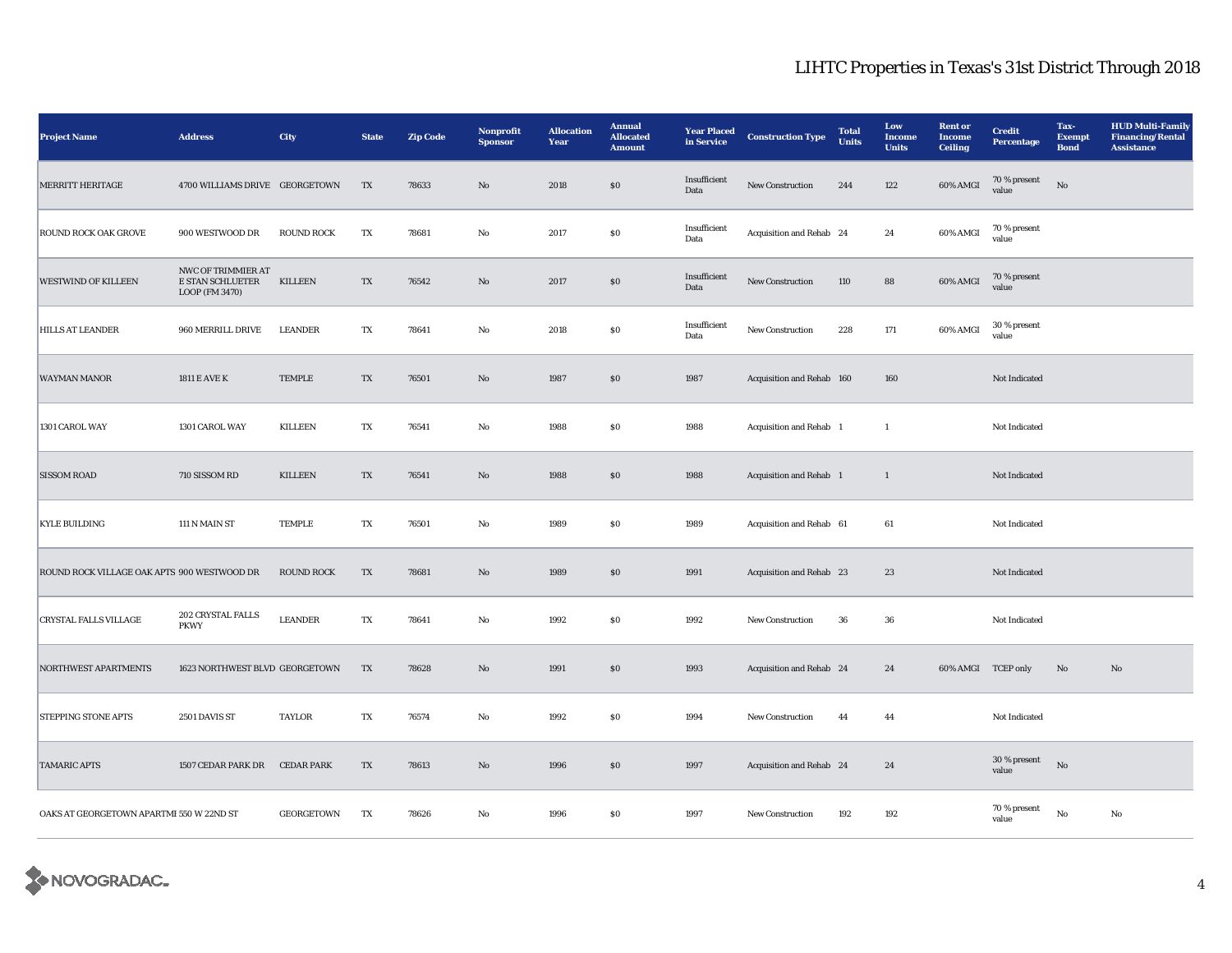# LIHTC Properties in Texas's 31st District Through 2018

| Project Name | Address | City | State | Zip Code | Nonprofit Sponsor | Allocation Year | Annual Allocated Amount | Year Placed in Service | Construction Type | Total Units | Low Income Units | Rent or Income Ceiling | Credit Percentage | Tax-Exempt Bond | HUD Multi-Family Financing/Rental Assistance |
|---|---|---|---|---|---|---|---|---|---|---|---|---|---|---|---|
| MERRITT HERITAGE | 4700 WILLIAMS DRIVE | GEORGETOWN | TX | 78633 | No | 2018 | $0 | Insufficient Data | New Construction | 244 | 122 | 60% AMGI | 70 % present value | No | |
| ROUND ROCK OAK GROVE | 900 WESTWOOD DR | ROUND ROCK | TX | 78681 | No | 2017 | $0 | Insufficient Data | Acquisition and Rehab | 24 | 24 | 60% AMGI | 70 % present value | | |
| WESTWIND OF KILLEEN | NWC OF TRIMMIER AT E STAN SCHLUETER LOOP (FM 3470) | KILLEEN | TX | 76542 | No | 2017 | $0 | Insufficient Data | New Construction | 110 | 88 | 60% AMGI | 70 % present value | | |
| HILLS AT LEANDER | 960 MERRILL DRIVE | LEANDER | TX | 78641 | No | 2018 | $0 | Insufficient Data | New Construction | 228 | 171 | 60% AMGI | 30 % present value | | |
| WAYMAN MANOR | 1811 E AVE K | TEMPLE | TX | 76501 | No | 1987 | $0 | 1987 | Acquisition and Rehab | 160 | 160 | | Not Indicated | | |
| 1301 CAROL WAY | 1301 CAROL WAY | KILLEEN | TX | 76541 | No | 1988 | $0 | 1988 | Acquisition and Rehab | 1 | 1 | | Not Indicated | | |
| SISSOM ROAD | 710 SISSOM RD | KILLEEN | TX | 76541 | No | 1988 | $0 | 1988 | Acquisition and Rehab | 1 | 1 | | Not Indicated | | |
| KYLE BUILDING | 111 N MAIN ST | TEMPLE | TX | 76501 | No | 1989 | $0 | 1989 | Acquisition and Rehab | 61 | 61 | | Not Indicated | | |
| ROUND ROCK VILLAGE OAK APTS | 900 WESTWOOD DR | ROUND ROCK | TX | 78681 | No | 1989 | $0 | 1991 | Acquisition and Rehab | 23 | 23 | | Not Indicated | | |
| CRYSTAL FALLS VILLAGE | 202 CRYSTAL FALLS PKWY | LEANDER | TX | 78641 | No | 1992 | $0 | 1992 | New Construction | 36 | 36 | | Not Indicated | | |
| NORTHWEST APARTMENTS | 1623 NORTHWEST BLVD | GEORGETOWN | TX | 78628 | No | 1991 | $0 | 1993 | Acquisition and Rehab | 24 | 24 | 60% AMGI | TCEP only | No | No |
| STEPPING STONE APTS | 2501 DAVIS ST | TAYLOR | TX | 76574 | No | 1992 | $0 | 1994 | New Construction | 44 | 44 | | Not Indicated | | |
| TAMARIC APTS | 1507 CEDAR PARK DR | CEDAR PARK | TX | 78613 | No | 1996 | $0 | 1997 | Acquisition and Rehab | 24 | 24 | | 30 % present value | No | |
| OAKS AT GEORGETOWN APARTMI | 550 W 22ND ST | GEORGETOWN | TX | 78626 | No | 1996 | $0 | 1997 | New Construction | 192 | 192 | | 70 % present value | No | No |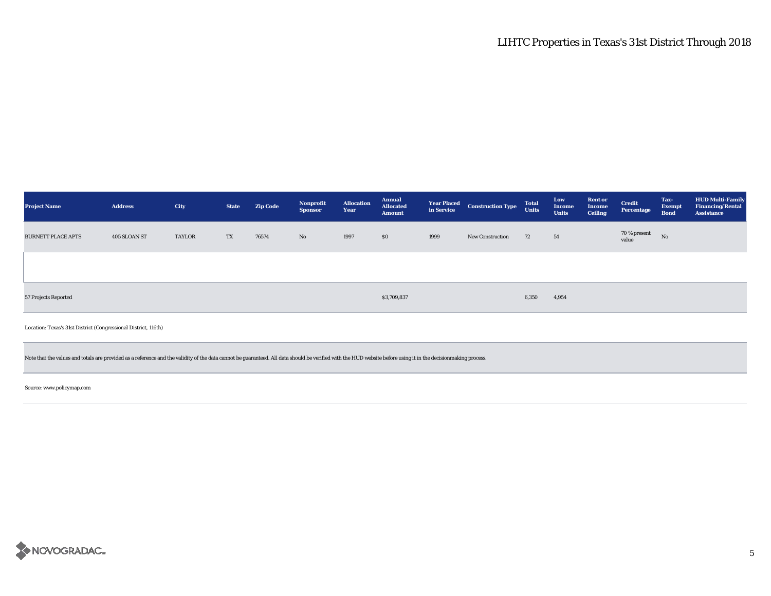| Project Name | Address | City | State | Zip Code | Nonprofit Sponsor | Allocation Year | Annual Allocated Amount | Year Placed in Service | Construction Type | Total Units | Low Income Units | Rent or Income Ceiling | Credit Percentage | Tax-Exempt Bond | HUD Multi-Family Financing/Rental Assistance |
|---|---|---|---|---|---|---|---|---|---|---|---|---|---|---|---|
| BURNETT PLACE APTS | 405 SLOAN ST | TAYLOR | TX | 76574 | No | 1997 | $0 | 1999 | New Construction | 72 | 54 | | 70 % present value | No | |
| | | | | | | | | | | | | | | | |
| 57 Projects Reported | | | | | | | $3,709,837 | | | 6,350 | 4,954 | | | | |

Location: Texas's 31st District (Congressional District, 116th)

Note that the values and totals are provided as a reference and the validity of the data cannot be guaranteed. All data should be verified with the HUD website before using it in the decisionmaking process.

Source: www.policymap.com